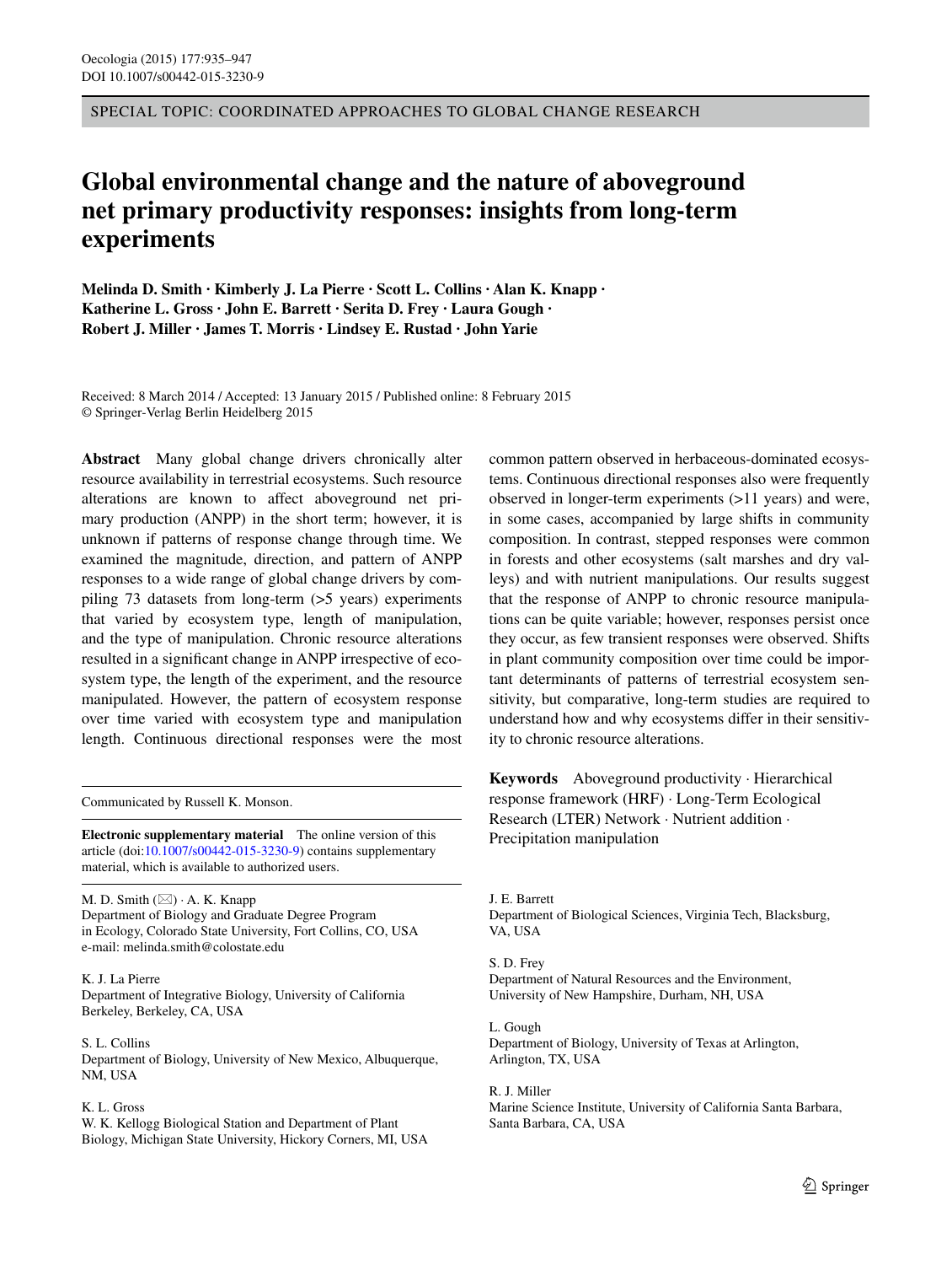SPECIAL TOPIC: COORDINATED APPROACHES TO GLOBAL CHANGE RESEARCH

# Global environmental change and the nature of aboveground net primary productivity responses: insights from long-term experiments

**Melinda D. Smith · Kimberly J. La Pierre · Scott L. Collins · Alan K. Knapp · Katherine L. Gross · John E. Barrett · Serita D. Frey · Laura Gough · Robert J. Miller · James T. Morris · Lindsey E. Rustad · John Yarie**

Received: 8 March 2014 / Accepted: 13 January 2015 / Published online: 8 February 2015
© Springer-Verlag Berlin Heidelberg 2015

**Abstract** Many global change drivers chronically alter resource availability in terrestrial ecosystems. Such resource alterations are known to affect aboveground net primary production (ANPP) in the short term; however, it is unknown if patterns of response change through time. We examined the magnitude, direction, and pattern of ANPP responses to a wide range of global change drivers by compiling 73 datasets from long-term (>5 years) experiments that varied by ecosystem type, length of manipulation, and the type of manipulation. Chronic resource alterations resulted in a significant change in ANPP irrespective of ecosystem type, the length of the experiment, and the resource manipulated. However, the pattern of ecosystem response over time varied with ecosystem type and manipulation length. Continuous directional responses were the most common pattern observed in herbaceous-dominated ecosystems. Continuous directional responses also were frequently observed in longer-term experiments (>11 years) and were, in some cases, accompanied by large shifts in community composition. In contrast, stepped responses were common in forests and other ecosystems (salt marshes and dry valleys) and with nutrient manipulations. Our results suggest that the response of ANPP to chronic resource manipulations can be quite variable; however, responses persist once they occur, as few transient responses were observed. Shifts in plant community composition over time could be important determinants of patterns of terrestrial ecosystem sensitivity, but comparative, long-term studies are required to understand how and why ecosystems differ in their sensitivity to chronic resource alterations.

**Keywords** Aboveground productivity · Hierarchical response framework (HRF) · Long-Term Ecological Research (LTER) Network · Nutrient addition · Precipitation manipulation

Communicated by Russell K. Monson.

**Electronic supplementary material** The online version of this article (doi:10.1007/s00442-015-3230-9) contains supplementary material, which is available to authorized users.

M. D. Smith (✉) · A. K. Knapp
Department of Biology and Graduate Degree Program in Ecology, Colorado State University, Fort Collins, CO, USA
e-mail: melinda.smith@colostate.edu

K. J. La Pierre
Department of Integrative Biology, University of California Berkeley, Berkeley, CA, USA

S. L. Collins
Department of Biology, University of New Mexico, Albuquerque, NM, USA

K. L. Gross
W. K. Kellogg Biological Station and Department of Plant Biology, Michigan State University, Hickory Corners, MI, USA

J. E. Barrett
Department of Biological Sciences, Virginia Tech, Blacksburg, VA, USA

S. D. Frey
Department of Natural Resources and the Environment, University of New Hampshire, Durham, NH, USA

L. Gough
Department of Biology, University of Texas at Arlington, Arlington, TX, USA

R. J. Miller
Marine Science Institute, University of California Santa Barbara, Santa Barbara, CA, USA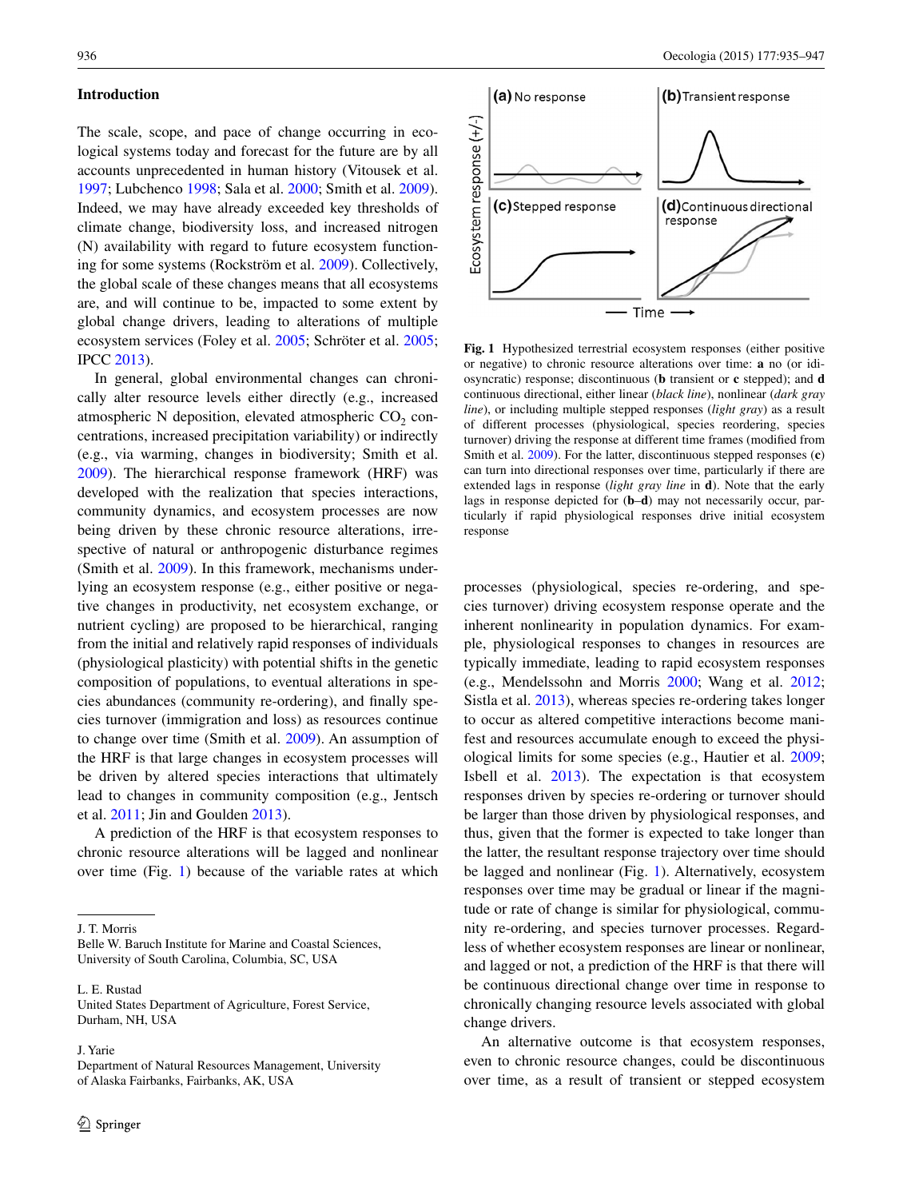## Introduction

The scale, scope, and pace of change occurring in ecological systems today and forecast for the future are by all accounts unprecedented in human history (Vitousek et al. 1997; Lubchenco 1998; Sala et al. 2000; Smith et al. 2009). Indeed, we may have already exceeded key thresholds of climate change, biodiversity loss, and increased nitrogen (N) availability with regard to future ecosystem functioning for some systems (Rockström et al. 2009). Collectively, the global scale of these changes means that all ecosystems are, and will continue to be, impacted to some extent by global change drivers, leading to alterations of multiple ecosystem services (Foley et al. 2005; Schröter et al. 2005; IPCC 2013).

In general, global environmental changes can chronically alter resource levels either directly (e.g., increased atmospheric N deposition, elevated atmospheric $CO_2$ concentrations, increased precipitation variability) or indirectly (e.g., via warming, changes in biodiversity; Smith et al. 2009). The hierarchical response framework (HRF) was developed with the realization that species interactions, community dynamics, and ecosystem processes are now being driven by these chronic resource alterations, irrespective of natural or anthropogenic disturbance regimes (Smith et al. 2009). In this framework, mechanisms underlying an ecosystem response (e.g., either positive or negative changes in productivity, net ecosystem exchange, or nutrient cycling) are proposed to be hierarchical, ranging from the initial and relatively rapid responses of individuals (physiological plasticity) with potential shifts in the genetic composition of populations, to eventual alterations in species abundances (community re-ordering), and finally species turnover (immigration and loss) as resources continue to change over time (Smith et al. 2009). An assumption of the HRF is that large changes in ecosystem processes will be driven by altered species interactions that ultimately lead to changes in community composition (e.g., Jentsch et al. 2011; Jin and Goulden 2013).

A prediction of the HRF is that ecosystem responses to chronic resource alterations will be lagged and nonlinear over time (Fig. 1) because of the variable rates at which processes (physiological, species re-ordering, and species turnover) driving ecosystem response operate and the inherent nonlinearity in population dynamics. For example, physiological responses to changes in resources are typically immediate, leading to rapid ecosystem responses (e.g., Mendelssohn and Morris 2000; Wang et al. 2012; Sistla et al. 2013), whereas species re-ordering takes longer to occur as altered competitive interactions become manifest and resources accumulate enough to exceed the physiological limits for some species (e.g., Hautier et al. 2009; Isbell et al. 2013). The expectation is that ecosystem responses driven by species re-ordering or turnover should be larger than those driven by physiological responses, and thus, given that the former is expected to take longer than the latter, the resultant response trajectory over time should be lagged and nonlinear (Fig. 1). Alternatively, ecosystem responses over time may be gradual or linear if the magnitude or rate of change is similar for physiological, community re-ordering, and species turnover processes. Regardless of whether ecosystem responses are linear or nonlinear, and lagged or not, a prediction of the HRF is that there will be continuous directional change over time in response to chronically changing resource levels associated with global change drivers.

An alternative outcome is that ecosystem responses, even to chronic resource changes, could be discontinuous over time, as a result of transient or stepped ecosystem

**Fig. 1** Hypothesized terrestrial ecosystem responses (either positive or negative) to chronic resource alterations over time: **a** no (or idiosyncratic) response; discontinuous (**b** transient or **c** stepped); and **d** continuous directional, either linear (*black line*), nonlinear (*dark gray line*), or including multiple stepped responses (*light gray*) as a result of different processes (physiological, species reordering, species turnover) driving the response at different time frames (modified from Smith et al. 2009). For the latter, discontinuous stepped responses (**c**) can turn into directional responses over time, particularly if there are extended lags in response (*light gray line* in **d**). Note that the early lags in response depicted for (**b**–**d**) may not necessarily occur, particularly if rapid physiological responses drive initial ecosystem response

J. T. Morris
Belle W. Baruch Institute for Marine and Coastal Sciences, University of South Carolina, Columbia, SC, USA

L. E. Rustad
United States Department of Agriculture, Forest Service, Durham, NH, USA

J. Yarie
Department of Natural Resources Management, University of Alaska Fairbanks, Fairbanks, AK, USA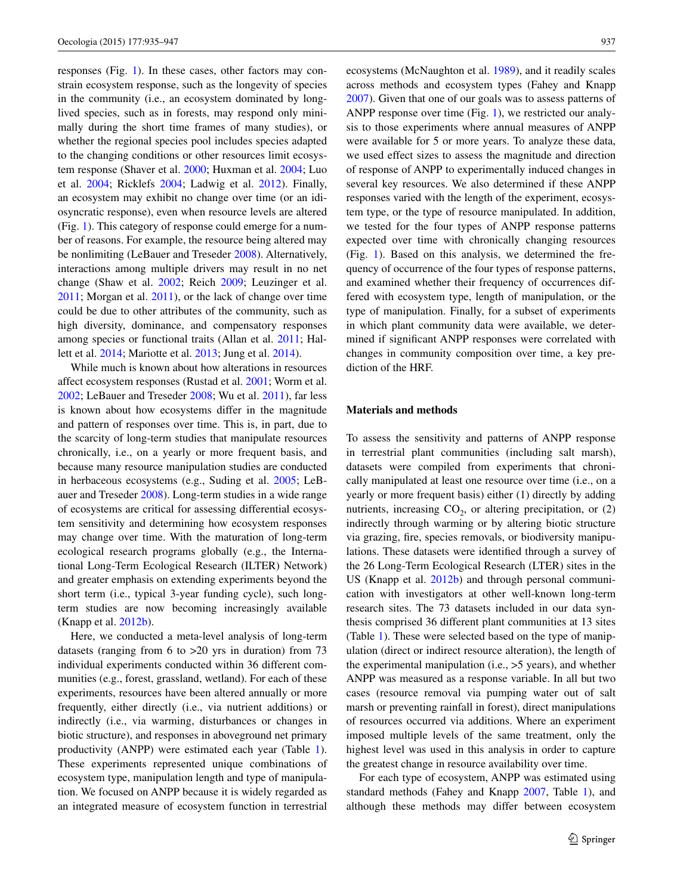responses (Fig. 1). In these cases, other factors may constrain ecosystem response, such as the longevity of species in the community (i.e., an ecosystem dominated by long-lived species, such as in forests, may respond only minimally during the short time frames of many studies), or whether the regional species pool includes species adapted to the changing conditions or other resources limit ecosystem response (Shaver et al. 2000; Huxman et al. 2004; Luo et al. 2004; Ricklefs 2004; Ladwig et al. 2012). Finally, an ecosystem may exhibit no change over time (or an idiosyncratic response), even when resource levels are altered (Fig. 1). This category of response could emerge for a number of reasons. For example, the resource being altered may be nonlimiting (LeBauer and Treseder 2008). Alternatively, interactions among multiple drivers may result in no net change (Shaw et al. 2002; Reich 2009; Leuzinger et al. 2011; Morgan et al. 2011), or the lack of change over time could be due to other attributes of the community, such as high diversity, dominance, and compensatory responses among species or functional traits (Allan et al. 2011; Hallett et al. 2014; Mariotte et al. 2013; Jung et al. 2014).

While much is known about how alterations in resources affect ecosystem responses (Rustad et al. 2001; Worm et al. 2002; LeBauer and Treseder 2008; Wu et al. 2011), far less is known about how ecosystems differ in the magnitude and pattern of responses over time. This is, in part, due to the scarcity of long-term studies that manipulate resources chronically, i.e., on a yearly or more frequent basis, and because many resource manipulation studies are conducted in herbaceous ecosystems (e.g., Suding et al. 2005; LeBauer and Treseder 2008). Long-term studies in a wide range of ecosystems are critical for assessing differential ecosystem sensitivity and determining how ecosystem responses may change over time. With the maturation of long-term ecological research programs globally (e.g., the International Long-Term Ecological Research (ILTER) Network) and greater emphasis on extending experiments beyond the short term (i.e., typical 3-year funding cycle), such long-term studies are now becoming increasingly available (Knapp et al. 2012b).

Here, we conducted a meta-level analysis of long-term datasets (ranging from 6 to >20 yrs in duration) from 73 individual experiments conducted within 36 different communities (e.g., forest, grassland, wetland). For each of these experiments, resources have been altered annually or more frequently, either directly (i.e., via nutrient additions) or indirectly (i.e., via warming, disturbances or changes in biotic structure), and responses in aboveground net primary productivity (ANPP) were estimated each year (Table 1). These experiments represented unique combinations of ecosystem type, manipulation length and type of manipulation. We focused on ANPP because it is widely regarded as an integrated measure of ecosystem function in terrestrial ecosystems (McNaughton et al. 1989), and it readily scales across methods and ecosystem types (Fahey and Knapp 2007). Given that one of our goals was to assess patterns of ANPP response over time (Fig. 1), we restricted our analysis to those experiments where annual measures of ANPP were available for 5 or more years. To analyze these data, we used effect sizes to assess the magnitude and direction of response of ANPP to experimentally induced changes in several key resources. We also determined if these ANPP responses varied with the length of the experiment, ecosystem type, or the type of resource manipulated. In addition, we tested for the four types of ANPP response patterns expected over time with chronically changing resources (Fig. 1). Based on this analysis, we determined the frequency of occurrence of the four types of response patterns, and examined whether their frequency of occurrences differed with ecosystem type, length of manipulation, or the type of manipulation. Finally, for a subset of experiments in which plant community data were available, we determined if significant ANPP responses were correlated with changes in community composition over time, a key prediction of the HRF.

## Materials and methods

To assess the sensitivity and patterns of ANPP response in terrestrial plant communities (including salt marsh), datasets were compiled from experiments that chronically manipulated at least one resource over time (i.e., on a yearly or more frequent basis) either (1) directly by adding nutrients, increasing $CO_2$, or altering precipitation, or (2) indirectly through warming or by altering biotic structure via grazing, fire, species removals, or biodiversity manipulations. These datasets were identified through a survey of the 26 Long-Term Ecological Research (LTER) sites in the US (Knapp et al. 2012b) and through personal communication with investigators at other well-known long-term research sites. The 73 datasets included in our data synthesis comprised 36 different plant communities at 13 sites (Table 1). These were selected based on the type of manipulation (direct or indirect resource alteration), the length of the experimental manipulation (i.e., >5 years), and whether ANPP was measured as a response variable. In all but two cases (resource removal via pumping water out of salt marsh or preventing rainfall in forest), direct manipulations of resources occurred via additions. Where an experiment imposed multiple levels of the same treatment, only the highest level was used in this analysis in order to capture the greatest change in resource availability over time.

For each type of ecosystem, ANPP was estimated using standard methods (Fahey and Knapp 2007, Table 1), and although these methods may differ between ecosystem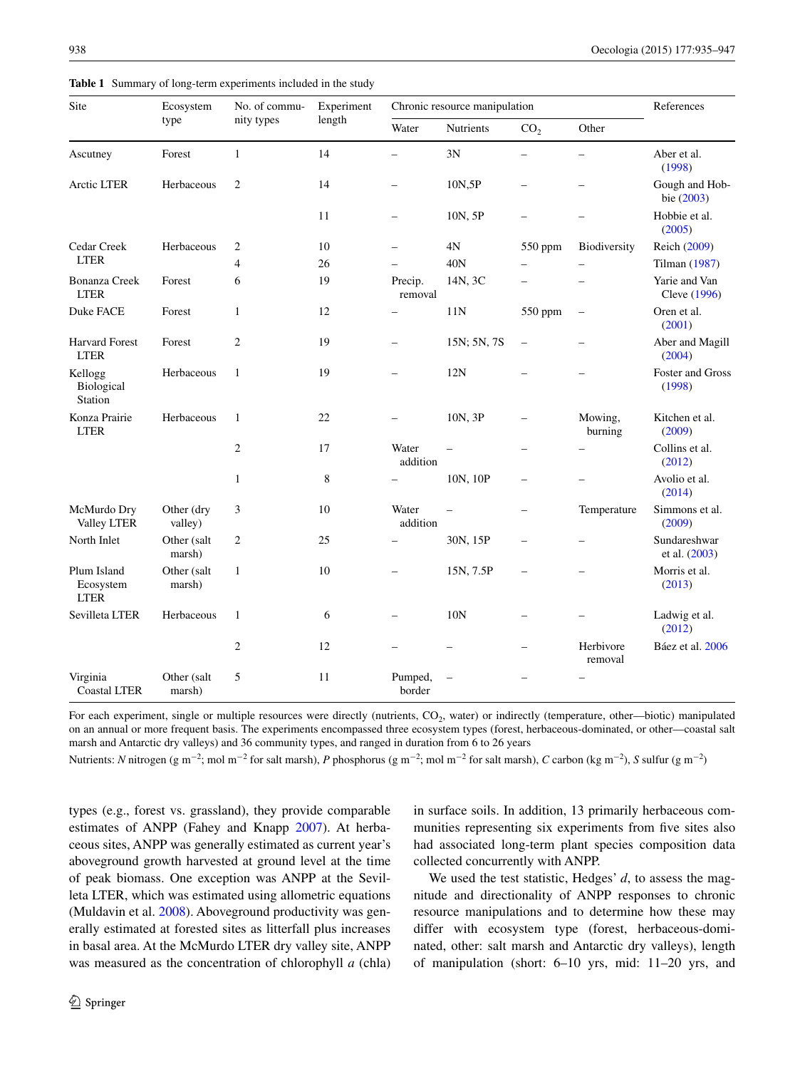**Table 1** Summary of long-term experiments included in the study

| Site | Ecosystem type | No. of community types | Experiment length | Chronic resource manipulation | | | | References |
|---|---|---|---|---|---|---|---|---|
| | | | | Water | Nutrients | $CO_2$ | Other | |
| Ascutney | Forest | 1 | 14 | – | 3N | – | – | Aber et al. (1998) |
| Arctic LTER | Herbaceous | 2 | 14 | – | 10N,5P | – | – | Gough and Hobbie (2003) |
| | | | 11 | – | 10N, 5P | – | – | Hobbie et al. (2005) |
| Cedar Creek LTER | Herbaceous | 2 | 10 | – | 4N | 550 ppm | Biodiversity | Reich (2009) |
| | | 4 | 26 | – | 40N | – | – | Tilman (1987) |
| Bonanza Creek LTER | Forest | 6 | 19 | Precip. removal | 14N, 3C | – | – | Yarie and Van Cleve (1996) |
| Duke FACE | Forest | 1 | 12 | – | 11N | 550 ppm | – | Oren et al. (2001) |
| Harvard Forest LTER | Forest | 2 | 19 | – | 15N; 5N, 7S | – | – | Aber and Magill (2004) |
| Kellogg Biological Station | Herbaceous | 1 | 19 | – | 12N | – | – | Foster and Gross (1998) |
| Konza Prairie LTER | Herbaceous | 1 | 22 | – | 10N, 3P | – | Mowing, burning | Kitchen et al. (2009) |
| | | 2 | 17 | Water addition | – | – | – | Collins et al. (2012) |
| | | 1 | 8 | – | 10N, 10P | – | – | Avolio et al. (2014) |
| McMurdo Dry Valley LTER | Other (dry valley) | 3 | 10 | Water addition | – | – | Temperature | Simmons et al. (2009) |
| North Inlet | Other (salt marsh) | 2 | 25 | – | 30N, 15P | – | – | Sundareshwar et al. (2003) |
| Plum Island Ecosystem LTER | Other (salt marsh) | 1 | 10 | – | 15N, 7.5P | – | – | Morris et al. (2013) |
| Sevilleta LTER | Herbaceous | 1 | 6 | – | 10N | – | – | Ladwig et al. (2012) |
| | | 2 | 12 | – | – | – | Herbivore removal | Báez et al. 2006 |
| Virginia Coastal LTER | Other (salt marsh) | 5 | 11 | Pumped, border | – | – | – | |

For each experiment, single or multiple resources were directly (nutrients, $CO_2$, water) or indirectly (temperature, other—biotic) manipulated on an annual or more frequent basis. The experiments encompassed three ecosystem types (forest, herbaceous-dominated, or other—coastal salt marsh and Antarctic dry valleys) and 36 community types, and ranged in duration from 6 to 26 years

Nutrients: *N* nitrogen (g $m^{-2}$; mol $m^{-2}$ for salt marsh), *P* phosphorus (g $m^{-2}$; mol $m^{-2}$ for salt marsh), *C* carbon (kg $m^{-2}$), *S* sulfur (g $m^{-2}$)

types (e.g., forest vs. grassland), they provide comparable estimates of ANPP (Fahey and Knapp 2007). At herbaceous sites, ANPP was generally estimated as current year's aboveground growth harvested at ground level at the time of peak biomass. One exception was ANPP at the Sevilleta LTER, which was estimated using allometric equations (Muldavin et al. 2008). Aboveground productivity was generally estimated at forested sites as litterfall plus increases in basal area. At the McMurdo LTER dry valley site, ANPP was measured as the concentration of chlorophyll *a* (chla) in surface soils. In addition, 13 primarily herbaceous communities representing six experiments from five sites also had associated long-term plant species composition data collected concurrently with ANPP.

We used the test statistic, Hedges' *d*, to assess the magnitude and directionality of ANPP responses to chronic resource manipulations and to determine how these may differ with ecosystem type (forest, herbaceous-dominated, other: salt marsh and Antarctic dry valleys), length of manipulation (short: 6–10 yrs, mid: 11–20 yrs, and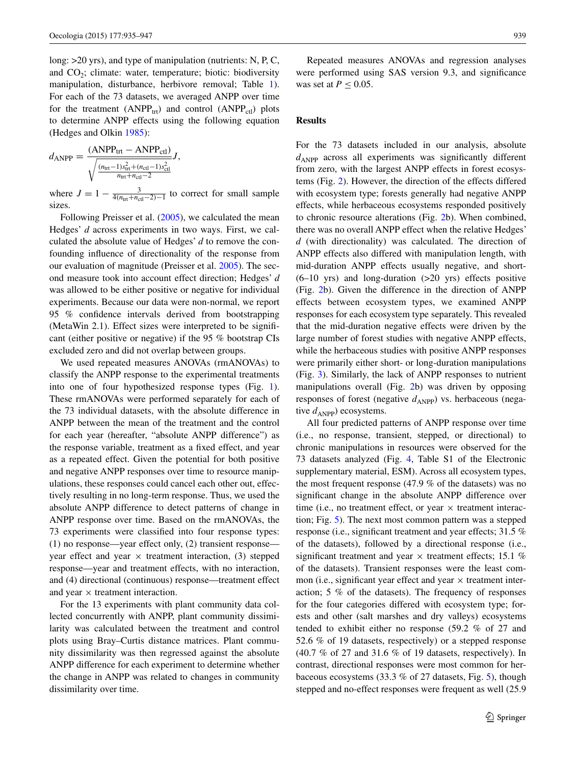long: >20 yrs), and type of manipulation (nutrients: N, P, C, and $CO_2$; climate: water, temperature; biotic: biodiversity manipulation, disturbance, herbivore removal; Table 1). For each of the 73 datasets, we averaged ANPP over time for the treatment ($ANPP_{trt}$) and control ($ANPP_{ctl}$) plots to determine ANPP effects using the following equation (Hedges and Olkin 1985):

$$d_{ANPP} = \frac{(ANPP_{trt} - ANPP_{ctl})}{\sqrt{\frac{(n_{trt}-1)s_{trt}^2 + (n_{ctl}-1)s_{ctl}^2}{n_{trt}+n_{ctl}-2}}} J,$$

where $J = 1 - \frac{3}{4(n_{trt}+n_{ctl}-2)-1}$ to correct for small sample sizes.

Following Preisser et al. (2005), we calculated the mean Hedges' *d* across experiments in two ways. First, we calculated the absolute value of Hedges' *d* to remove the confounding influence of directionality of the response from our evaluation of magnitude (Preisser et al. 2005). The second measure took into account effect direction; Hedges' *d* was allowed to be either positive or negative for individual experiments. Because our data were non-normal, we report 95 % confidence intervals derived from bootstrapping (MetaWin 2.1). Effect sizes were interpreted to be significant (either positive or negative) if the 95 % bootstrap CIs excluded zero and did not overlap between groups.

We used repeated measures ANOVAs (rmANOVAs) to classify the ANPP response to the experimental treatments into one of four hypothesized response types (Fig. 1). These rmANOVAs were performed separately for each of the 73 individual datasets, with the absolute difference in ANPP between the mean of the treatment and the control for each year (hereafter, "absolute ANPP difference") as the response variable, treatment as a fixed effect, and year as a repeated effect. Given the potential for both positive and negative ANPP responses over time to resource manipulations, these responses could cancel each other out, effectively resulting in no long-term response. Thus, we used the absolute ANPP difference to detect patterns of change in ANPP response over time. Based on the rmANOVAs, the 73 experiments were classified into four response types: (1) no response—year effect only, (2) transient response—year effect and year × treatment interaction, (3) stepped response—year and treatment effects, with no interaction, and (4) directional (continuous) response—treatment effect and year × treatment interaction.

For the 13 experiments with plant community data collected concurrently with ANPP, plant community dissimilarity was calculated between the treatment and control plots using Bray–Curtis distance matrices. Plant community dissimilarity was then regressed against the absolute ANPP difference for each experiment to determine whether the change in ANPP was related to changes in community dissimilarity over time.

Repeated measures ANOVAs and regression analyses were performed using SAS version 9.3, and significance was set at $P \leq 0.05$.

## Results

For the 73 datasets included in our analysis, absolute $d_{ANPP}$ across all experiments was significantly different from zero, with the largest ANPP effects in forest ecosystems (Fig. 2). However, the direction of the effects differed with ecosystem type; forests generally had negative ANPP effects, while herbaceous ecosystems responded positively to chronic resource alterations (Fig. 2b). When combined, there was no overall ANPP effect when the relative Hedges' *d* (with directionality) was calculated. The direction of ANPP effects also differed with manipulation length, with mid-duration ANPP effects usually negative, and short- (6–10 yrs) and long-duration (>20 yrs) effects positive (Fig. 2b). Given the difference in the direction of ANPP effects between ecosystem types, we examined ANPP responses for each ecosystem type separately. This revealed that the mid-duration negative effects were driven by the large number of forest studies with negative ANPP effects, while the herbaceous studies with positive ANPP responses were primarily either short- or long-duration manipulations (Fig. 3). Similarly, the lack of ANPP responses to nutrient manipulations overall (Fig. 2b) was driven by opposing responses of forest (negative $d_{ANPP}$) vs. herbaceous (negative $d_{ANPP}$) ecosystems.

All four predicted patterns of ANPP response over time (i.e., no response, transient, stepped, or directional) to chronic manipulations in resources were observed for the 73 datasets analyzed (Fig. 4, Table S1 of the Electronic supplementary material, ESM). Across all ecosystem types, the most frequent response (47.9 % of the datasets) was no significant change in the absolute ANPP difference over time (i.e., no treatment effect, or year × treatment interaction; Fig. 5). The next most common pattern was a stepped response (i.e., significant treatment and year effects; 31.5 % of the datasets), followed by a directional response (i.e., significant treatment and year × treatment effects; 15.1 % of the datasets). Transient responses were the least common (i.e., significant year effect and year × treatment interaction; 5 % of the datasets). The frequency of responses for the four categories differed with ecosystem type; forests and other (salt marshes and dry valleys) ecosystems tended to exhibit either no response (59.2 % of 27 and 52.6 % of 19 datasets, respectively) or a stepped response (40.7 % of 27 and 31.6 % of 19 datasets, respectively). In contrast, directional responses were most common for herbaceous ecosystems (33.3 % of 27 datasets, Fig. 5), though stepped and no-effect responses were frequent as well (25.9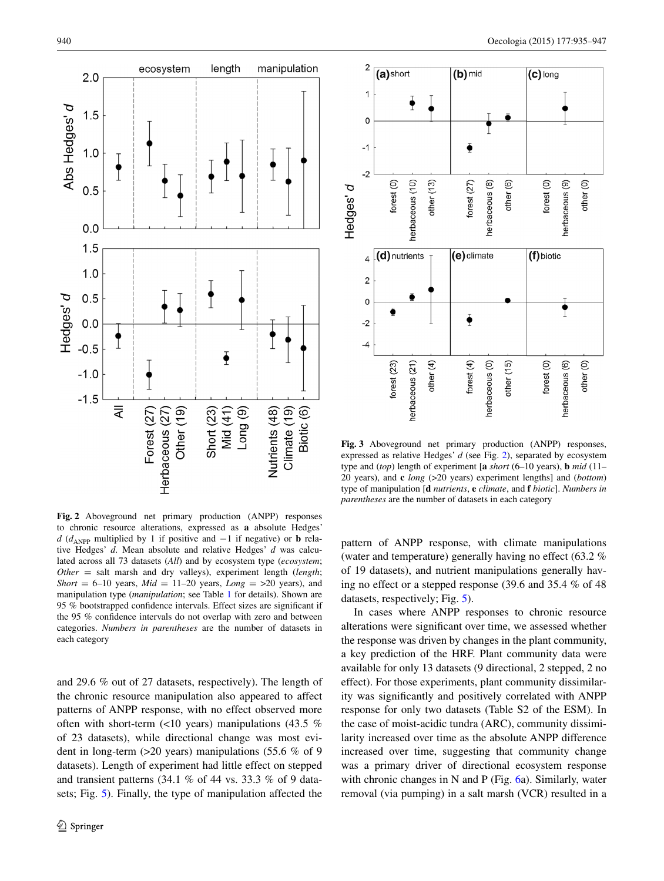Fig. 2 Aboveground net primary production (ANPP) responses to chronic resource alterations, expressed as **a** absolute Hedges' $d$ ($d_{ANPP}$ multiplied by 1 if positive and −1 if negative) or **b** relative Hedges' $d$. Mean absolute and relative Hedges' $d$ was calculated across all 73 datasets (*All*) and by ecosystem type (*ecosystem*; *Other* = salt marsh and dry valleys), experiment length (*length*; *Short* = 6–10 years, *Mid* = 11–20 years, *Long* = >20 years), and manipulation type (*manipulation*; see Table 1 for details). Shown are 95 % bootstrapped confidence intervals. Effect sizes are significant if the 95 % confidence intervals do not overlap with zero and between categories. *Numbers in parentheses* are the number of datasets in each category

Fig. 3 Aboveground net primary production (ANPP) responses, expressed as relative Hedges' $d$ (see Fig. 2), separated by ecosystem type and (*top*) length of experiment [**a** *short* (6–10 years), **b** *mid* (11–20 years), and **c** *long* (>20 years) experiment lengths] and (*bottom*) type of manipulation [**d** *nutrients*, **e** *climate*, and **f** *biotic*]. *Numbers in parentheses* are the number of datasets in each category

and 29.6 % out of 27 datasets, respectively). The length of the chronic resource manipulation also appeared to affect patterns of ANPP response, with no effect observed more often with short-term (<10 years) manipulations (43.5 % of 23 datasets), while directional change was most evident in long-term (>20 years) manipulations (55.6 % of 9 datasets). Length of experiment had little effect on stepped and transient patterns (34.1 % of 44 vs. 33.3 % of 9 datasets; Fig. 5). Finally, the type of manipulation affected the pattern of ANPP response, with climate manipulations (water and temperature) generally having no effect (63.2 % of 19 datasets), and nutrient manipulations generally having no effect or a stepped response (39.6 and 35.4 % of 48 datasets, respectively; Fig. 5).

In cases where ANPP responses to chronic resource alterations were significant over time, we assessed whether the response was driven by changes in the plant community, a key prediction of the HRF. Plant community data were available for only 13 datasets (9 directional, 2 stepped, 2 no effect). For those experiments, plant community dissimilarity was significantly and positively correlated with ANPP response for only two datasets (Table S2 of the ESM). In the case of moist-acidic tundra (ARC), community dissimilarity increased over time as the absolute ANPP difference increased over time, suggesting that community change was a primary driver of directional ecosystem response with chronic changes in N and P (Fig. 6a). Similarly, water removal (via pumping) in a salt marsh (VCR) resulted in a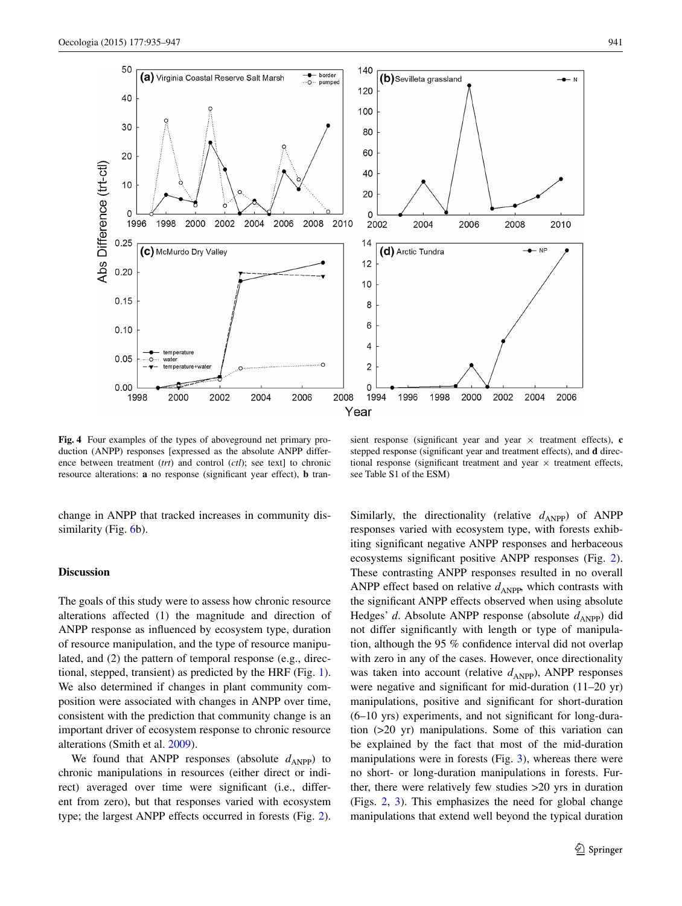**Fig. 4** Four examples of the types of aboveground net primary production (ANPP) responses [expressed as the absolute ANPP difference between treatment (*trt*) and control (*ctl*); see text] to chronic resource alterations: **a** no response (significant year effect), **b** transient response (significant year and year × treatment effects), **c** stepped response (significant year and treatment effects), and **d** directional response (significant treatment and year × treatment effects, see Table S1 of the ESM)

change in ANPP that tracked increases in community dissimilarity (Fig. 6b).

## Discussion

The goals of this study were to assess how chronic resource alterations affected (1) the magnitude and direction of ANPP response as influenced by ecosystem type, duration of resource manipulation, and the type of resource manipulated, and (2) the pattern of temporal response (e.g., directional, stepped, transient) as predicted by the HRF (Fig. 1). We also determined if changes in plant community composition were associated with changes in ANPP over time, consistent with the prediction that community change is an important driver of ecosystem response to chronic resource alterations (Smith et al. 2009).

We found that ANPP responses (absolute $d_{ANPP}$) to chronic manipulations in resources (either direct or indirect) averaged over time were significant (i.e., different from zero), but that responses varied with ecosystem type; the largest ANPP effects occurred in forests (Fig. 2). Similarly, the directionality (relative $d_{ANPP}$) of ANPP responses varied with ecosystem type, with forests exhibiting significant negative ANPP responses and herbaceous ecosystems significant positive ANPP responses (Fig. 2). These contrasting ANPP responses resulted in no overall ANPP effect based on relative $d_{ANPP}$, which contrasts with the significant ANPP effects observed when using absolute Hedges' *d*. Absolute ANPP response (absolute $d_{ANPP}$) did not differ significantly with length or type of manipulation, although the 95 % confidence interval did not overlap with zero in any of the cases. However, once directionality was taken into account (relative $d_{ANPP}$), ANPP responses were negative and significant for mid-duration (11–20 yr) manipulations, positive and significant for short-duration (6–10 yrs) experiments, and not significant for long-duration (>20 yr) manipulations. Some of this variation can be explained by the fact that most of the mid-duration manipulations were in forests (Fig. 3), whereas there were no short- or long-duration manipulations in forests. Further, there were relatively few studies >20 yrs in duration (Figs. 2, 3). This emphasizes the need for global change manipulations that extend well beyond the typical duration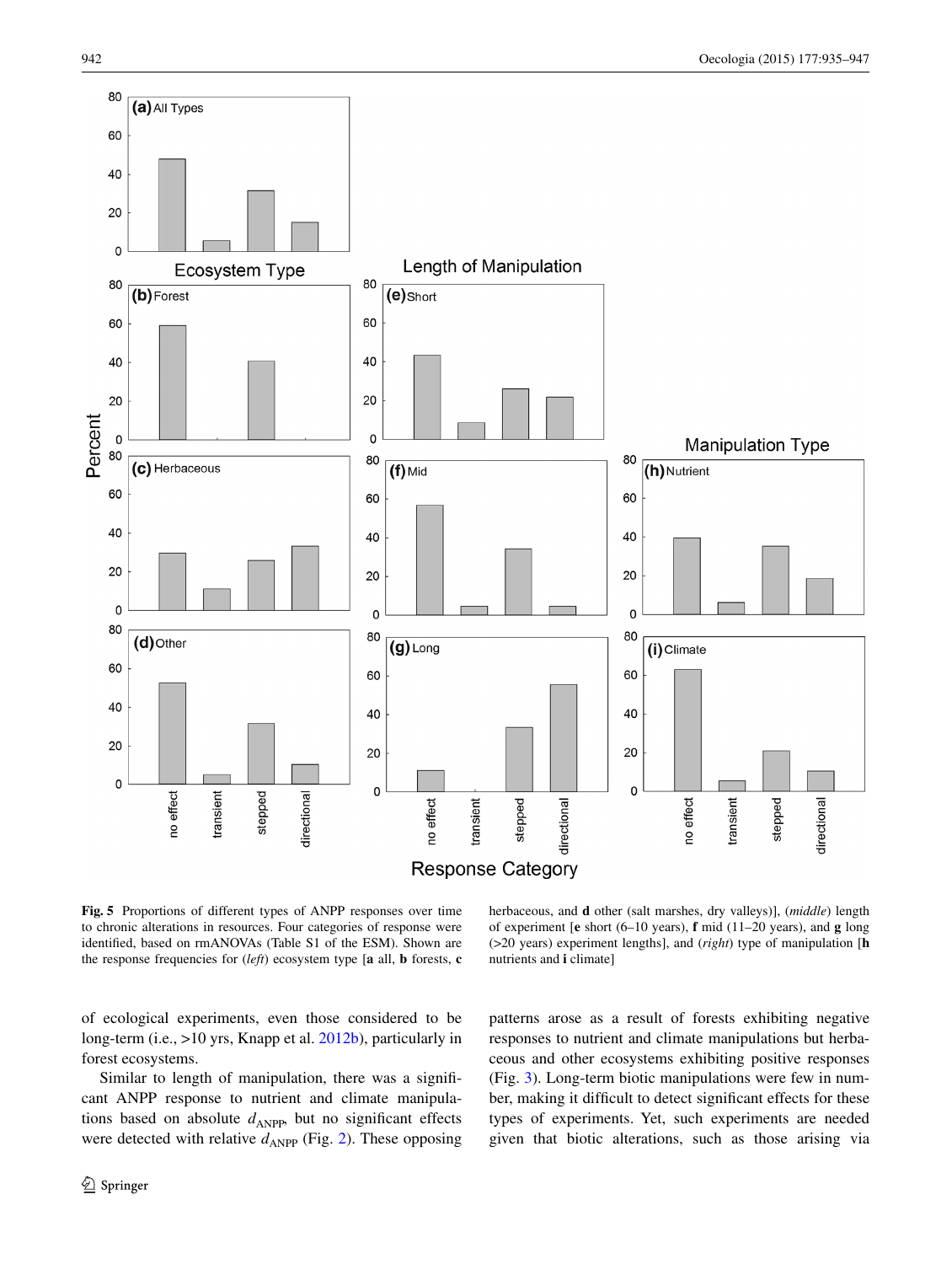**Fig. 5** Proportions of different types of ANPP responses over time to chronic alterations in resources. Four categories of response were identified, based on rmANOVAs (Table S1 of the ESM). Shown are the response frequencies for (*left*) ecosystem type [**a** all, **b** forests, **c** herbaceous, and **d** other (salt marshes, dry valleys)], (*middle*) length of experiment [**e** short (6–10 years), **f** mid (11–20 years), and **g** long (>20 years) experiment lengths], and (*right*) type of manipulation [**h** nutrients and **i** climate]

of ecological experiments, even those considered to be long-term (i.e., >10 yrs, Knapp et al. 2012b), particularly in forest ecosystems.

Similar to length of manipulation, there was a significant ANPP response to nutrient and climate manipulations based on absolute $d_{ANPP}$, but no significant effects were detected with relative $d_{ANPP}$ (Fig. 2). These opposing patterns arose as a result of forests exhibiting negative responses to nutrient and climate manipulations but herbaceous and other ecosystems exhibiting positive responses (Fig. 3). Long-term biotic manipulations were few in number, making it difficult to detect significant effects for these types of experiments. Yet, such experiments are needed given that biotic alterations, such as those arising via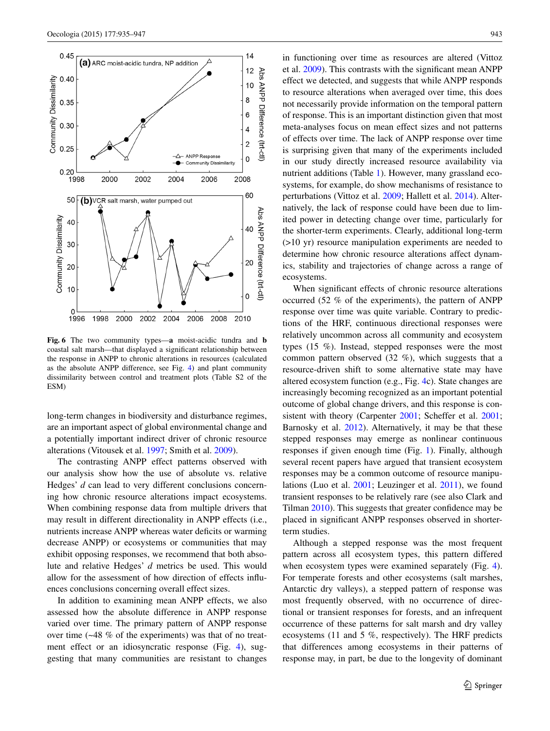Fig. 6 The two community types—**a** moist-acidic tundra and **b** coastal salt marsh—that displayed a significant relationship between the response in ANPP to chronic alterations in resources (calculated as the absolute ANPP difference, see Fig. 4) and plant community dissimilarity between control and treatment plots (Table S2 of the ESM)

long-term changes in biodiversity and disturbance regimes, are an important aspect of global environmental change and a potentially important indirect driver of chronic resource alterations (Vitousek et al. 1997; Smith et al. 2009).

The contrasting ANPP effect patterns observed with our analysis show how the use of absolute vs. relative Hedges' *d* can lead to very different conclusions concerning how chronic resource alterations impact ecosystems. When combining response data from multiple drivers that may result in different directionality in ANPP effects (i.e., nutrients increase ANPP whereas water deficits or warming decrease ANPP) or ecosystems or communities that may exhibit opposing responses, we recommend that both absolute and relative Hedges' *d* metrics be used. This would allow for the assessment of how direction of effects influences conclusions concerning overall effect sizes.

In addition to examining mean ANPP effects, we also assessed how the absolute difference in ANPP response varied over time. The primary pattern of ANPP response over time (~48 % of the experiments) was that of no treatment effect or an idiosyncratic response (Fig. 4), suggesting that many communities are resistant to changes in functioning over time as resources are altered (Vittoz et al. 2009). This contrasts with the significant mean ANPP effect we detected, and suggests that while ANPP responds to resource alterations when averaged over time, this does not necessarily provide information on the temporal pattern of response. This is an important distinction given that most meta-analyses focus on mean effect sizes and not patterns of effects over time. The lack of ANPP response over time is surprising given that many of the experiments included in our study directly increased resource availability via nutrient additions (Table 1). However, many grassland ecosystems, for example, do show mechanisms of resistance to perturbations (Vittoz et al. 2009; Hallett et al. 2014). Alternatively, the lack of response could have been due to limited power in detecting change over time, particularly for the shorter-term experiments. Clearly, additional long-term (>10 yr) resource manipulation experiments are needed to determine how chronic resource alterations affect dynamics, stability and trajectories of change across a range of ecosystems.

When significant effects of chronic resource alterations occurred (52 % of the experiments), the pattern of ANPP response over time was quite variable. Contrary to predictions of the HRF, continuous directional responses were relatively uncommon across all community and ecosystem types (15 %). Instead, stepped responses were the most common pattern observed (32 %), which suggests that a resource-driven shift to some alternative state may have altered ecosystem function (e.g., Fig. 4c). State changes are increasingly becoming recognized as an important potential outcome of global change drivers, and this response is consistent with theory (Carpenter 2001; Scheffer et al. 2001; Barnosky et al. 2012). Alternatively, it may be that these stepped responses may emerge as nonlinear continuous responses if given enough time (Fig. 1). Finally, although several recent papers have argued that transient ecosystem responses may be a common outcome of resource manipulations (Luo et al. 2001; Leuzinger et al. 2011), we found transient responses to be relatively rare (see also Clark and Tilman 2010). This suggests that greater confidence may be placed in significant ANPP responses observed in shorter-term studies.

Although a stepped response was the most frequent pattern across all ecosystem types, this pattern differed when ecosystem types were examined separately (Fig. 4). For temperate forests and other ecosystems (salt marshes, Antarctic dry valleys), a stepped pattern of response was most frequently observed, with no occurrence of directional or transient responses for forests, and an infrequent occurrence of these patterns for salt marsh and dry valley ecosystems (11 and 5 %, respectively). The HRF predicts that differences among ecosystems in their patterns of response may, in part, be due to the longevity of dominant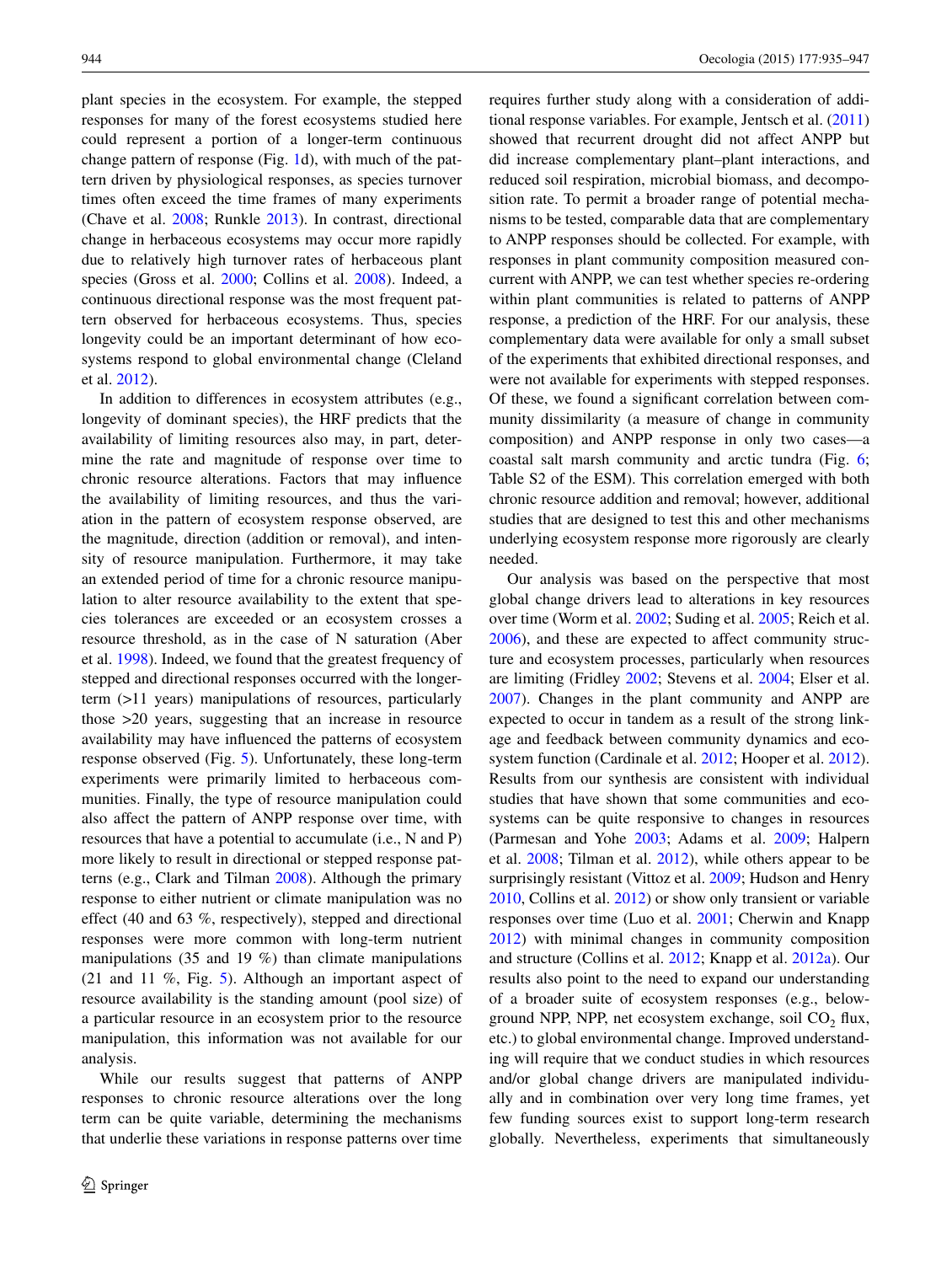plant species in the ecosystem. For example, the stepped responses for many of the forest ecosystems studied here could represent a portion of a longer-term continuous change pattern of response (Fig. 1d), with much of the pattern driven by physiological responses, as species turnover times often exceed the time frames of many experiments (Chave et al. 2008; Runkle 2013). In contrast, directional change in herbaceous ecosystems may occur more rapidly due to relatively high turnover rates of herbaceous plant species (Gross et al. 2000; Collins et al. 2008). Indeed, a continuous directional response was the most frequent pattern observed for herbaceous ecosystems. Thus, species longevity could be an important determinant of how ecosystems respond to global environmental change (Cleland et al. 2012).

In addition to differences in ecosystem attributes (e.g., longevity of dominant species), the HRF predicts that the availability of limiting resources also may, in part, determine the rate and magnitude of response over time to chronic resource alterations. Factors that may influence the availability of limiting resources, and thus the variation in the pattern of ecosystem response observed, are the magnitude, direction (addition or removal), and intensity of resource manipulation. Furthermore, it may take an extended period of time for a chronic resource manipulation to alter resource availability to the extent that species tolerances are exceeded or an ecosystem crosses a resource threshold, as in the case of N saturation (Aber et al. 1998). Indeed, we found that the greatest frequency of stepped and directional responses occurred with the longer-term (>11 years) manipulations of resources, particularly those >20 years, suggesting that an increase in resource availability may have influenced the patterns of ecosystem response observed (Fig. 5). Unfortunately, these long-term experiments were primarily limited to herbaceous communities. Finally, the type of resource manipulation could also affect the pattern of ANPP response over time, with resources that have a potential to accumulate (i.e., N and P) more likely to result in directional or stepped response patterns (e.g., Clark and Tilman 2008). Although the primary response to either nutrient or climate manipulation was no effect (40 and 63 %, respectively), stepped and directional responses were more common with long-term nutrient manipulations (35 and 19 %) than climate manipulations (21 and 11 %, Fig. 5). Although an important aspect of resource availability is the standing amount (pool size) of a particular resource in an ecosystem prior to the resource manipulation, this information was not available for our analysis.

While our results suggest that patterns of ANPP responses to chronic resource alterations over the long term can be quite variable, determining the mechanisms that underlie these variations in response patterns over time requires further study along with a consideration of additional response variables. For example, Jentsch et al. (2011) showed that recurrent drought did not affect ANPP but did increase complementary plant–plant interactions, and reduced soil respiration, microbial biomass, and decomposition rate. To permit a broader range of potential mechanisms to be tested, comparable data that are complementary to ANPP responses should be collected. For example, with responses in plant community composition measured concurrent with ANPP, we can test whether species re-ordering within plant communities is related to patterns of ANPP response, a prediction of the HRF. For our analysis, these complementary data were available for only a small subset of the experiments that exhibited directional responses, and were not available for experiments with stepped responses. Of these, we found a significant correlation between community dissimilarity (a measure of change in community composition) and ANPP response in only two cases—a coastal salt marsh community and arctic tundra (Fig. 6; Table S2 of the ESM). This correlation emerged with both chronic resource addition and removal; however, additional studies that are designed to test this and other mechanisms underlying ecosystem response more rigorously are clearly needed.

Our analysis was based on the perspective that most global change drivers lead to alterations in key resources over time (Worm et al. 2002; Suding et al. 2005; Reich et al. 2006), and these are expected to affect community structure and ecosystem processes, particularly when resources are limiting (Fridley 2002; Stevens et al. 2004; Elser et al. 2007). Changes in the plant community and ANPP are expected to occur in tandem as a result of the strong linkage and feedback between community dynamics and ecosystem function (Cardinale et al. 2012; Hooper et al. 2012). Results from our synthesis are consistent with individual studies that have shown that some communities and ecosystems can be quite responsive to changes in resources (Parmesan and Yohe 2003; Adams et al. 2009; Halpern et al. 2008; Tilman et al. 2012), while others appear to be surprisingly resistant (Vittoz et al. 2009; Hudson and Henry 2010, Collins et al. 2012) or show only transient or variable responses over time (Luo et al. 2001; Cherwin and Knapp 2012) with minimal changes in community composition and structure (Collins et al. 2012; Knapp et al. 2012a). Our results also point to the need to expand our understanding of a broader suite of ecosystem responses (e.g., belowground NPP, NPP, net ecosystem exchange, soil $CO_2$ flux, etc.) to global environmental change. Improved understanding will require that we conduct studies in which resources and/or global change drivers are manipulated individually and in combination over very long time frames, yet few funding sources exist to support long-term research globally. Nevertheless, experiments that simultaneously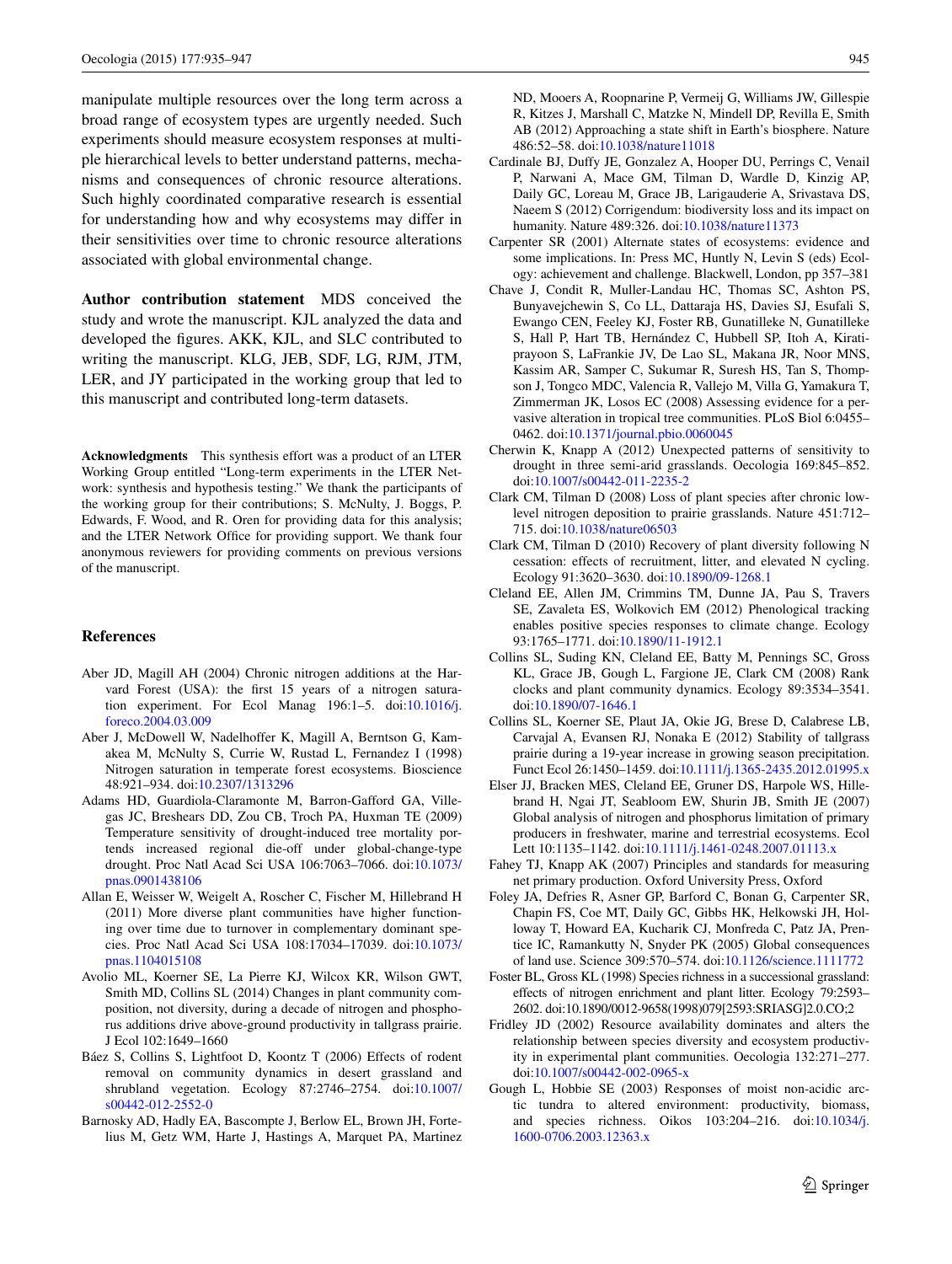manipulate multiple resources over the long term across a broad range of ecosystem types are urgently needed. Such experiments should measure ecosystem responses at multiple hierarchical levels to better understand patterns, mechanisms and consequences of chronic resource alterations. Such highly coordinated comparative research is essential for understanding how and why ecosystems may differ in their sensitivities over time to chronic resource alterations associated with global environmental change.

**Author contribution statement** MDS conceived the study and wrote the manuscript. KJL analyzed the data and developed the figures. AKK, KJL, and SLC contributed to writing the manuscript. KLG, JEB, SDF, LG, RJM, JTM, LER, and JY participated in the working group that led to this manuscript and contributed long-term datasets.

**Acknowledgments** This synthesis effort was a product of an LTER Working Group entitled "Long-term experiments in the LTER Network: synthesis and hypothesis testing." We thank the participants of the working group for their contributions; S. McNulty, J. Boggs, P. Edwards, F. Wood, and R. Oren for providing data for this analysis; and the LTER Network Office for providing support. We thank four anonymous reviewers for providing comments on previous versions of the manuscript.

## References

Aber JD, Magill AH (2004) Chronic nitrogen additions at the Harvard Forest (USA): the first 15 years of a nitrogen saturation experiment. For Ecol Manag 196:1–5. doi:10.1016/j.foreco.2004.03.009

Aber J, McDowell W, Nadelhoffer K, Magill A, Berntson G, Kamakea M, McNulty S, Currie W, Rustad L, Fernandez I (1998) Nitrogen saturation in temperate forest ecosystems. Bioscience 48:921–934. doi:10.2307/1313296

Adams HD, Guardiola-Claramonte M, Barron-Gafford GA, Villegas JC, Breshears DD, Zou CB, Troch PA, Huxman TE (2009) Temperature sensitivity of drought-induced tree mortality portends increased regional die-off under global-change-type drought. Proc Natl Acad Sci USA 106:7063–7066. doi:10.1073/pnas.0901438106

Allan E, Weisser W, Weigelt A, Roscher C, Fischer M, Hillebrand H (2011) More diverse plant communities have higher functioning over time due to turnover in complementary dominant species. Proc Natl Acad Sci USA 108:17034–17039. doi:10.1073/pnas.1104015108

Avolio ML, Koerner SE, La Pierre KJ, Wilcox KR, Wilson GWT, Smith MD, Collins SL (2014) Changes in plant community composition, not diversity, during a decade of nitrogen and phosphorus additions drive above-ground productivity in tallgrass prairie. J Ecol 102:1649–1660

Báez S, Collins S, Lightfoot D, Koontz T (2006) Effects of rodent removal on community dynamics in desert grassland and shrubland vegetation. Ecology 87:2746–2754. doi:10.1007/s00442-012-2552-0

Barnosky AD, Hadly EA, Bascompte J, Berlow EL, Brown JH, Fortelius M, Getz WM, Harte J, Hastings A, Marquet PA, Martinez ND, Mooers A, Roopnarine P, Vermeij G, Williams JW, Gillespie R, Kitzes J, Marshall C, Matzke N, Mindell DP, Revilla E, Smith AB (2012) Approaching a state shift in Earth's biosphere. Nature 486:52–58. doi:10.1038/nature11018

Cardinale BJ, Duffy JE, Gonzalez A, Hooper DU, Perrings C, Venail P, Narwani A, Mace GM, Tilman D, Wardle D, Kinzig AP, Daily GC, Loreau M, Grace JB, Larigauderie A, Srivastava DS, Naeem S (2012) Corrigendum: biodiversity loss and its impact on humanity. Nature 489:326. doi:10.1038/nature11373

Carpenter SR (2001) Alternate states of ecosystems: evidence and some implications. In: Press MC, Huntly N, Levin S (eds) Ecology: achievement and challenge. Blackwell, London, pp 357–381

Chave J, Condit R, Muller-Landau HC, Thomas SC, Ashton PS, Bunyavejchewin S, Co LL, Dattaraja HS, Davies SJ, Esufali S, Ewango CEN, Feeley KJ, Foster RB, Gunatilleke N, Gunatilleke S, Hall P, Hart TB, Hernández C, Hubbell SP, Itoh A, Kiratiprayoon S, LaFrankie JV, De Lao SL, Makana JR, Noor MNS, Kassim AR, Samper C, Sukumar R, Suresh HS, Tan S, Thompson J, Tongco MDC, Valencia R, Vallejo M, Villa G, Yamakura T, Zimmerman JK, Losos EC (2008) Assessing evidence for a pervasive alteration in tropical tree communities. PLoS Biol 6:0455–0462. doi:10.1371/journal.pbio.0060045

Cherwin K, Knapp A (2012) Unexpected patterns of sensitivity to drought in three semi-arid grasslands. Oecologia 169:845–852. doi:10.1007/s00442-011-2235-2

Clark CM, Tilman D (2008) Loss of plant species after chronic low-level nitrogen deposition to prairie grasslands. Nature 451:712–715. doi:10.1038/nature06503

Clark CM, Tilman D (2010) Recovery of plant diversity following N cessation: effects of recruitment, litter, and elevated N cycling. Ecology 91:3620–3630. doi:10.1890/09-1268.1

Cleland EE, Allen JM, Crimmins TM, Dunne JA, Pau S, Travers SE, Zavaleta ES, Wolkovich EM (2012) Phenological tracking enables positive species responses to climate change. Ecology 93:1765–1771. doi:10.1890/11-1912.1

Collins SL, Suding KN, Cleland EE, Batty M, Pennings SC, Gross KL, Grace JB, Gough L, Fargione JE, Clark CM (2008) Rank clocks and plant community dynamics. Ecology 89:3534–3541. doi:10.1890/07-1646.1

Collins SL, Koerner SE, Plaut JA, Okie JG, Brese D, Calabrese LB, Carvajal A, Evansen RJ, Nonaka E (2012) Stability of tallgrass prairie during a 19-year increase in growing season precipitation. Funct Ecol 26:1450–1459. doi:10.1111/j.1365-2435.2012.01995.x

Elser JJ, Bracken MES, Cleland EE, Gruner DS, Harpole WS, Hillebrand H, Ngai JT, Seabloom EW, Shurin JB, Smith JE (2007) Global analysis of nitrogen and phosphorus limitation of primary producers in freshwater, marine and terrestrial ecosystems. Ecol Lett 10:1135–1142. doi:10.1111/j.1461-0248.2007.01113.x

Fahey TJ, Knapp AK (2007) Principles and standards for measuring net primary production. Oxford University Press, Oxford

Foley JA, Defries R, Asner GP, Barford C, Bonan G, Carpenter SR, Chapin FS, Coe MT, Daily GC, Gibbs HK, Helkowski JH, Holloway T, Howard EA, Kucharik CJ, Monfreda C, Patz JA, Prentice IC, Ramankutty N, Snyder PK (2005) Global consequences of land use. Science 309:570–574. doi:10.1126/science.1111772

Foster BL, Gross KL (1998) Species richness in a successional grassland: effects of nitrogen enrichment and plant litter. Ecology 79:2593–2602. doi:10.1890/0012-9658(1998)079[2593:SRIASG]2.0.CO;2

Fridley JD (2002) Resource availability dominates and alters the relationship between species diversity and ecosystem productivity in experimental plant communities. Oecologia 132:271–277. doi:10.1007/s00442-002-0965-x

Gough L, Hobbie SE (2003) Responses of moist non-acidic arctic tundra to altered environment: productivity, biomass, and species richness. Oikos 103:204–216. doi:10.1034/j.1600-0706.2003.12363.x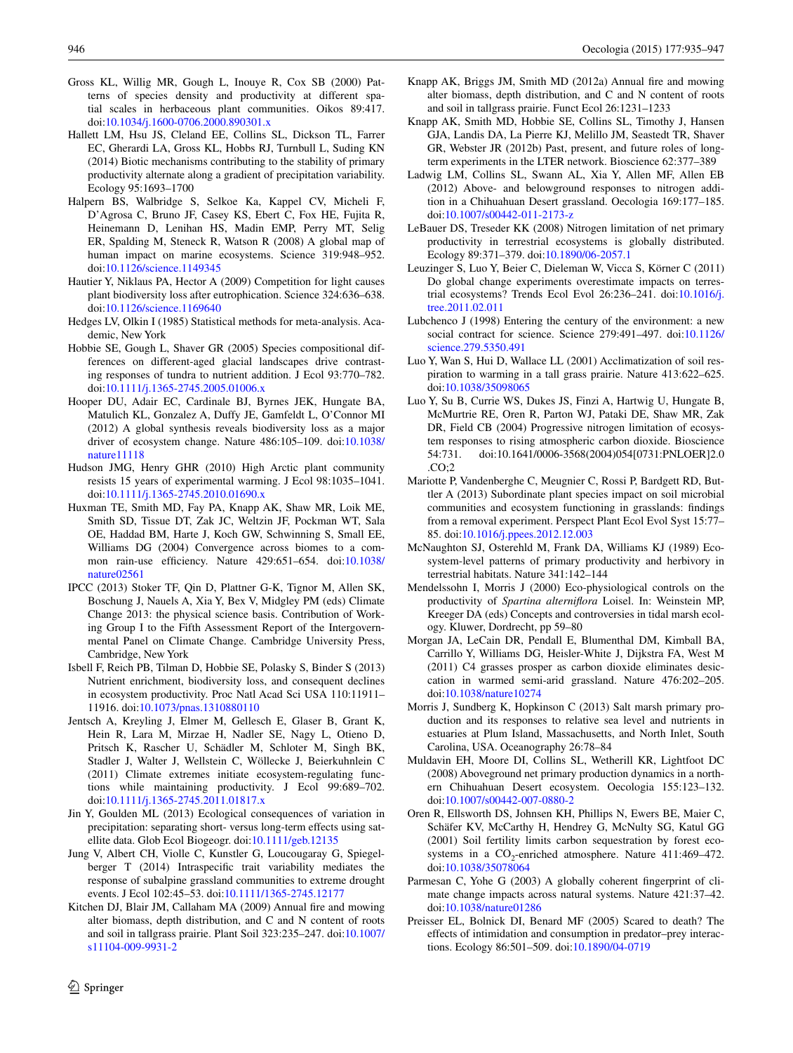Gross KL, Willig MR, Gough L, Inouye R, Cox SB (2000) Patterns of species density and productivity at different spatial scales in herbaceous plant communities. Oikos 89:417. doi:10.1034/j.1600-0706.2000.890301.x

Hallett LM, Hsu JS, Cleland EE, Collins SL, Dickson TL, Farrer EC, Gherardi LA, Gross KL, Hobbs RJ, Turnbull L, Suding KN (2014) Biotic mechanisms contributing to the stability of primary productivity alternate along a gradient of precipitation variability. Ecology 95:1693–1700

Halpern BS, Walbridge S, Selkoe Ka, Kappel CV, Micheli F, D'Agrosa C, Bruno JF, Casey KS, Ebert C, Fox HE, Fujita R, Heinemann D, Lenihan HS, Madin EMP, Perry MT, Selig ER, Spalding M, Steneck R, Watson R (2008) A global map of human impact on marine ecosystems. Science 319:948–952. doi:10.1126/science.1149345

Hautier Y, Niklaus PA, Hector A (2009) Competition for light causes plant biodiversity loss after eutrophication. Science 324:636–638. doi:10.1126/science.1169640

Hedges LV, Olkin I (1985) Statistical methods for meta-analysis. Academic, New York

Hobbie SE, Gough L, Shaver GR (2005) Species compositional differences on different-aged glacial landscapes drive contrasting responses of tundra to nutrient addition. J Ecol 93:770–782. doi:10.1111/j.1365-2745.2005.01006.x

Hooper DU, Adair EC, Cardinale BJ, Byrnes JEK, Hungate BA, Matulich KL, Gonzalez A, Duffy JE, Gamfeldt L, O'Connor MI (2012) A global synthesis reveals biodiversity loss as a major driver of ecosystem change. Nature 486:105–109. doi:10.1038/nature11118

Hudson JMG, Henry GHR (2010) High Arctic plant community resists 15 years of experimental warming. J Ecol 98:1035–1041. doi:10.1111/j.1365-2745.2010.01690.x

Huxman TE, Smith MD, Fay PA, Knapp AK, Shaw MR, Loik ME, Smith SD, Tissue DT, Zak JC, Weltzin JF, Pockman WT, Sala OE, Haddad BM, Harte J, Koch GW, Schwinning S, Small EE, Williams DG (2004) Convergence across biomes to a common rain-use efficiency. Nature 429:651–654. doi:10.1038/nature02561

IPCC (2013) Stoker TF, Qin D, Plattner G-K, Tignor M, Allen SK, Boschung J, Nauels A, Xia Y, Bex V, Midgley PM (eds) Climate Change 2013: the physical science basis. Contribution of Working Group I to the Fifth Assessment Report of the Intergovernmental Panel on Climate Change. Cambridge University Press, Cambridge, New York

Isbell F, Reich PB, Tilman D, Hobbie SE, Polasky S, Binder S (2013) Nutrient enrichment, biodiversity loss, and consequent declines in ecosystem productivity. Proc Natl Acad Sci USA 110:11911–11916. doi:10.1073/pnas.1310880110

Jentsch A, Kreyling J, Elmer M, Gellesch E, Glaser B, Grant K, Hein R, Lara M, Mirzae H, Nadler SE, Nagy L, Otieno D, Pritsch K, Rascher U, Schädler M, Schloter M, Singh BK, Stadler J, Walter J, Wellstein C, Wöllecke J, Beierkuhnlein C (2011) Climate extremes initiate ecosystem-regulating functions while maintaining productivity. J Ecol 99:689–702. doi:10.1111/j.1365-2745.2011.01817.x

Jin Y, Goulden ML (2013) Ecological consequences of variation in precipitation: separating short- versus long-term effects using satellite data. Glob Ecol Biogeogr. doi:10.1111/geb.12135

Jung V, Albert CH, Violle C, Kunstler G, Loucougaray G, Spiegelberger T (2014) Intraspecific trait variability mediates the response of subalpine grassland communities to extreme drought events. J Ecol 102:45–53. doi:10.1111/1365-2745.12177

Kitchen DJ, Blair JM, Callaham MA (2009) Annual fire and mowing alter biomass, depth distribution, and C and N content of roots and soil in tallgrass prairie. Plant Soil 323:235–247. doi:10.1007/s11104-009-9931-2

Knapp AK, Briggs JM, Smith MD (2012a) Annual fire and mowing alter biomass, depth distribution, and C and N content of roots and soil in tallgrass prairie. Funct Ecol 26:1231–1233

Knapp AK, Smith MD, Hobbie SE, Collins SL, Timothy J, Hansen GJA, Landis DA, La Pierre KJ, Melillo JM, Seastedt TR, Shaver GR, Webster JR (2012b) Past, present, and future roles of long-term experiments in the LTER network. Bioscience 62:377–389

Ladwig LM, Collins SL, Swann AL, Xia Y, Allen MF, Allen EB (2012) Above- and belowground responses to nitrogen addition in a Chihuahuan Desert grassland. Oecologia 169:177–185. doi:10.1007/s00442-011-2173-z

LeBauer DS, Treseder KK (2008) Nitrogen limitation of net primary productivity in terrestrial ecosystems is globally distributed. Ecology 89:371–379. doi:10.1890/06-2057.1

Leuzinger S, Luo Y, Beier C, Dieleman W, Vicca S, Körner C (2011) Do global change experiments overestimate impacts on terrestrial ecosystems? Trends Ecol Evol 26:236–241. doi:10.1016/j.tree.2011.02.011

Lubchenco J (1998) Entering the century of the environment: a new social contract for science. Science 279:491–497. doi:10.1126/science.279.5350.491

Luo Y, Wan S, Hui D, Wallace LL (2001) Acclimatization of soil respiration to warming in a tall grass prairie. Nature 413:622–625. doi:10.1038/35098065

Luo Y, Su B, Currie WS, Dukes JS, Finzi A, Hartwig U, Hungate B, McMurtrie RE, Oren R, Parton WJ, Pataki DE, Shaw MR, Zak DR, Field CB (2004) Progressive nitrogen limitation of ecosystem responses to rising atmospheric carbon dioxide. Bioscience 54:731. doi:10.1641/0006-3568(2004)054[0731:PNLOER]2.0.CO;2

Mariotte P, Vandenberghe C, Meugnier C, Rossi P, Bardgett RD, Buttler A (2013) Subordinate plant species impact on soil microbial communities and ecosystem functioning in grasslands: findings from a removal experiment. Perspect Plant Ecol Evol Syst 15:77–85. doi:10.1016/j.ppees.2012.12.003

McNaughton SJ, Osterehld M, Frank DA, Williams KJ (1989) Ecosystem-level patterns of primary productivity and herbivory in terrestrial habitats. Nature 341:142–144

Mendelssohn I, Morris J (2000) Eco-physiological controls on the productivity of *Spartina alterniflora* Loisel. In: Weinstein MP, Kreeger DA (eds) Concepts and controversies in tidal marsh ecology. Kluwer, Dordrecht, pp 59–80

Morgan JA, LeCain DR, Pendall E, Blumenthal DM, Kimball BA, Carrillo Y, Williams DG, Heisler-White J, Dijkstra FA, West M (2011) C4 grasses prosper as carbon dioxide eliminates desiccation in warmed semi-arid grassland. Nature 476:202–205. doi:10.1038/nature10274

Morris J, Sundberg K, Hopkinson C (2013) Salt marsh primary production and its responses to relative sea level and nutrients in estuaries at Plum Island, Massachusetts, and North Inlet, South Carolina, USA. Oceanography 26:78–84

Muldavin EH, Moore DI, Collins SL, Wetherill KR, Lightfoot DC (2008) Aboveground net primary production dynamics in a northern Chihuahuan Desert ecosystem. Oecologia 155:123–132. doi:10.1007/s00442-007-0880-2

Oren R, Ellsworth DS, Johnsen KH, Phillips N, Ewers BE, Maier C, Schäfer KV, McCarthy H, Hendrey G, McNulty SG, Katul GG (2001) Soil fertility limits carbon sequestration by forest ecosystems in a $CO_2$-enriched atmosphere. Nature 411:469–472. doi:10.1038/35078064

Parmesan C, Yohe G (2003) A globally coherent fingerprint of climate change impacts across natural systems. Nature 421:37–42. doi:10.1038/nature01286

Preisser EL, Bolnick DI, Benard MF (2005) Scared to death? The effects of intimidation and consumption in predator–prey interactions. Ecology 86:501–509. doi:10.1890/04-0719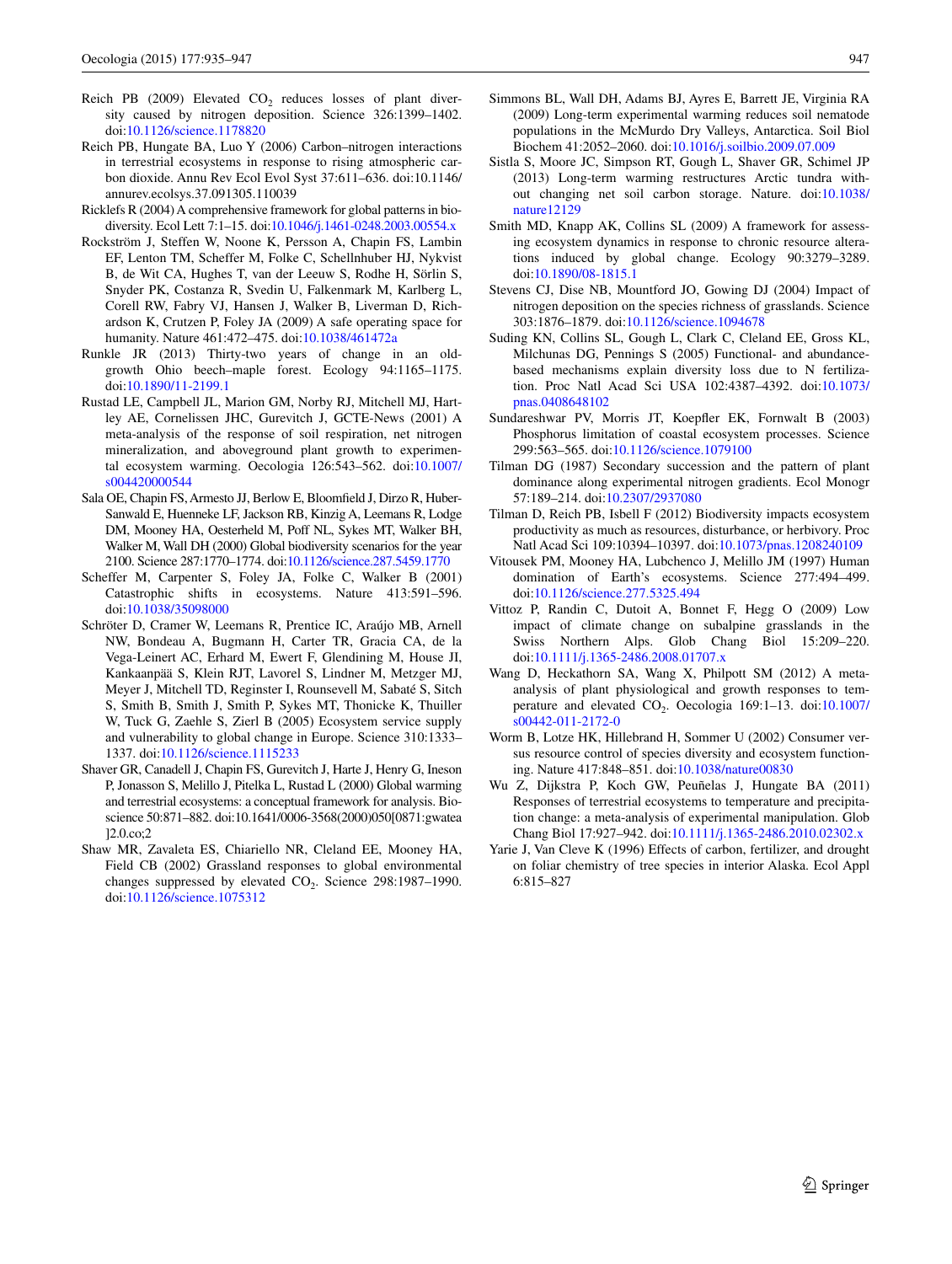Reich PB (2009) Elevated $CO_2$ reduces losses of plant diversity caused by nitrogen deposition. Science 326:1399–1402. doi:10.1126/science.1178820

Reich PB, Hungate BA, Luo Y (2006) Carbon–nitrogen interactions in terrestrial ecosystems in response to rising atmospheric carbon dioxide. Annu Rev Ecol Evol Syst 37:611–636. doi:10.1146/annurev.ecolsys.37.091305.110039

Ricklefs R (2004) A comprehensive framework for global patterns in biodiversity. Ecol Lett 7:1–15. doi:10.1046/j.1461-0248.2003.00554.x

Rockström J, Steffen W, Noone K, Persson A, Chapin FS, Lambin EF, Lenton TM, Scheffer M, Folke C, Schellnhuber HJ, Nykvist B, de Wit CA, Hughes T, van der Leeuw S, Rodhe H, Sörlin S, Snyder PK, Costanza R, Svedin U, Falkenmark M, Karlberg L, Corell RW, Fabry VJ, Hansen J, Walker B, Liverman D, Richardson K, Crutzen P, Foley JA (2009) A safe operating space for humanity. Nature 461:472–475. doi:10.1038/461472a

Runkle JR (2013) Thirty-two years of change in an old-growth Ohio beech–maple forest. Ecology 94:1165–1175. doi:10.1890/11-2199.1

Rustad LE, Campbell JL, Marion GM, Norby RJ, Mitchell MJ, Hartley AE, Cornelissen JHC, Gurevitch J, GCTE-News (2001) A meta-analysis of the response of soil respiration, net nitrogen mineralization, and aboveground plant growth to experimental ecosystem warming. Oecologia 126:543–562. doi:10.1007/s004420000544

Sala OE, Chapin FS, Armesto JJ, Berlow E, Bloomfield J, Dirzo R, Huber-Sanwald E, Huenneke LF, Jackson RB, Kinzig A, Leemans R, Lodge DM, Mooney HA, Oesterheld M, Poff NL, Sykes MT, Walker BH, Walker M, Wall DH (2000) Global biodiversity scenarios for the year 2100. Science 287:1770–1774. doi:10.1126/science.287.5459.1770

Scheffer M, Carpenter S, Foley JA, Folke C, Walker B (2001) Catastrophic shifts in ecosystems. Nature 413:591–596. doi:10.1038/35098000

Schröter D, Cramer W, Leemans R, Prentice IC, Araújo MB, Arnell NW, Bondeau A, Bugmann H, Carter TR, Gracia CA, de la Vega-Leinert AC, Erhard M, Ewert F, Glendining M, House JI, Kankaanpää S, Klein RJT, Lavorel S, Lindner M, Metzger MJ, Meyer J, Mitchell TD, Reginster I, Rounsevell M, Sabaté S, Sitch S, Smith B, Smith J, Smith P, Sykes MT, Thonicke K, Thuiller W, Tuck G, Zaehle S, Zierl B (2005) Ecosystem service supply and vulnerability to global change in Europe. Science 310:1333–1337. doi:10.1126/science.1115233

Shaver GR, Canadell J, Chapin FS, Gurevitch J, Harte J, Henry G, Ineson P, Jonasson S, Melillo J, Pitelka L, Rustad L (2000) Global warming and terrestrial ecosystems: a conceptual framework for analysis. Bioscience 50:871–882. doi:10.1641/0006-3568(2000)050[0871:gwatea]2.0.co;2

Shaw MR, Zavaleta ES, Chiariello NR, Cleland EE, Mooney HA, Field CB (2002) Grassland responses to global environmental changes suppressed by elevated $CO_2$. Science 298:1987–1990. doi:10.1126/science.1075312

Simmons BL, Wall DH, Adams BJ, Ayres E, Barrett JE, Virginia RA (2009) Long-term experimental warming reduces soil nematode populations in the McMurdo Dry Valleys, Antarctica. Soil Biol Biochem 41:2052–2060. doi:10.1016/j.soilbio.2009.07.009

Sistla S, Moore JC, Simpson RT, Gough L, Shaver GR, Schimel JP (2013) Long-term warming restructures Arctic tundra without changing net soil carbon storage. Nature. doi:10.1038/nature12129

Smith MD, Knapp AK, Collins SL (2009) A framework for assessing ecosystem dynamics in response to chronic resource alterations induced by global change. Ecology 90:3279–3289. doi:10.1890/08-1815.1

Stevens CJ, Dise NB, Mountford JO, Gowing DJ (2004) Impact of nitrogen deposition on the species richness of grasslands. Science 303:1876–1879. doi:10.1126/science.1094678

Suding KN, Collins SL, Gough L, Clark C, Cleland EE, Gross KL, Milchunas DG, Pennings S (2005) Functional- and abundance-based mechanisms explain diversity loss due to N fertilization. Proc Natl Acad Sci USA 102:4387–4392. doi:10.1073/pnas.0408648102

Sundareshwar PV, Morris JT, Koepfler EK, Fornwalt B (2003) Phosphorus limitation of coastal ecosystem processes. Science 299:563–565. doi:10.1126/science.1079100

Tilman DG (1987) Secondary succession and the pattern of plant dominance along experimental nitrogen gradients. Ecol Monogr 57:189–214. doi:10.2307/2937080

Tilman D, Reich PB, Isbell F (2012) Biodiversity impacts ecosystem productivity as much as resources, disturbance, or herbivory. Proc Natl Acad Sci 109:10394–10397. doi:10.1073/pnas.1208240109

Vitousek PM, Mooney HA, Lubchenco J, Melillo JM (1997) Human domination of Earth's ecosystems. Science 277:494–499. doi:10.1126/science.277.5325.494

Vittoz P, Randin C, Dutoit A, Bonnet F, Hegg O (2009) Low impact of climate change on subalpine grasslands in the Swiss Northern Alps. Glob Chang Biol 15:209–220. doi:10.1111/j.1365-2486.2008.01707.x

Wang D, Heckathorn SA, Wang X, Philpott SM (2012) A meta-analysis of plant physiological and growth responses to temperature and elevated $CO_2$. Oecologia 169:1–13. doi:10.1007/s00442-011-2172-0

Worm B, Lotze HK, Hillebrand H, Sommer U (2002) Consumer versus resource control of species diversity and ecosystem functioning. Nature 417:848–851. doi:10.1038/nature00830

Wu Z, Dijkstra P, Koch GW, Peñuelas J, Hungate BA (2011) Responses of terrestrial ecosystems to temperature and precipitation change: a meta-analysis of experimental manipulation. Glob Chang Biol 17:927–942. doi:10.1111/j.1365-2486.2010.02302.x

Yarie J, Van Cleve K (1996) Effects of carbon, fertilizer, and drought on foliar chemistry of tree species in interior Alaska. Ecol Appl 6:815–827